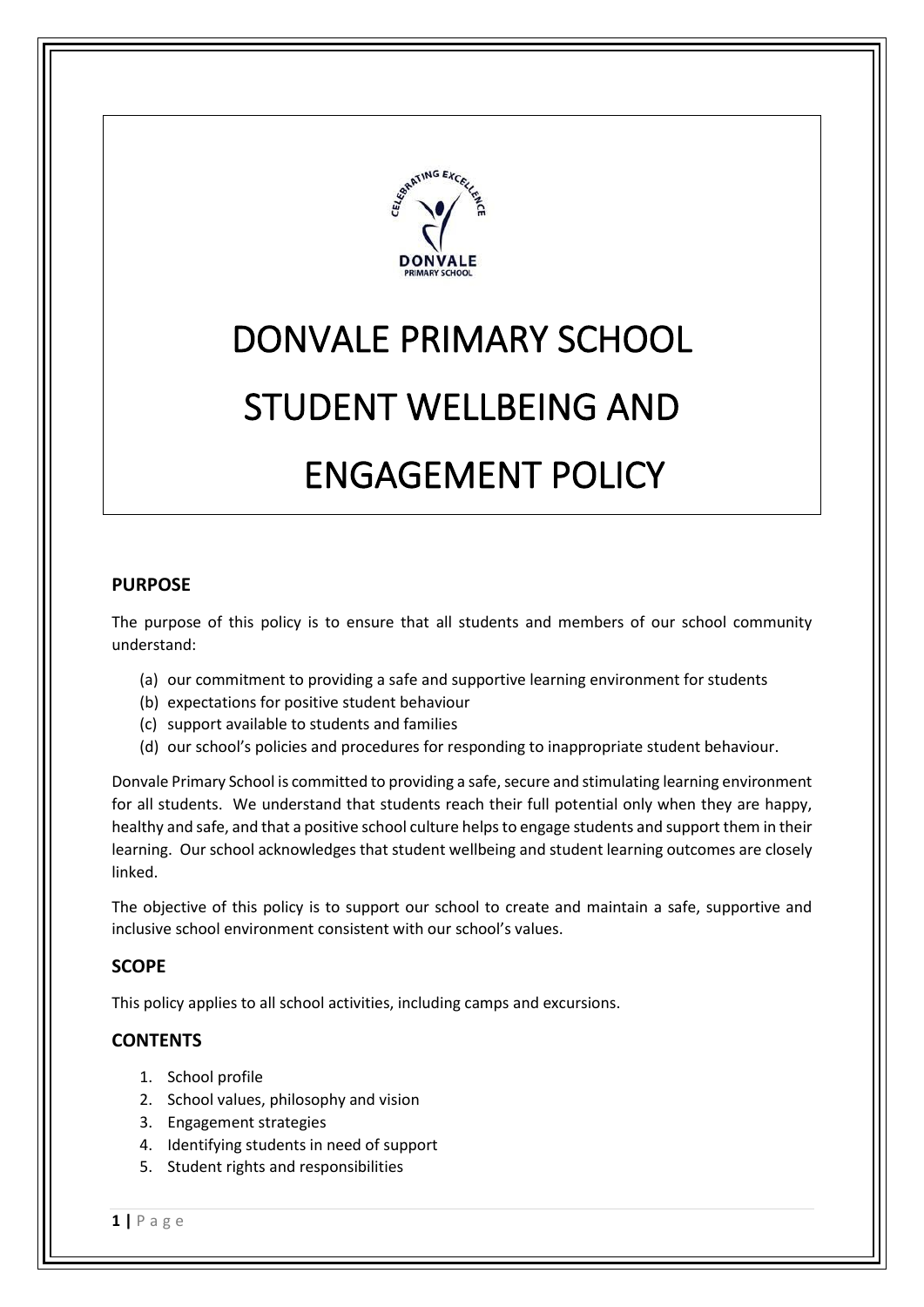# DONVALE PRIMARY SCHOOL

# STUDENT WELLBEING AND ENGAGEMENT POLICY

## PURPOSE

The purpose of this policy is to ensure that all students and members of our school community understand:

(a) our commitment to providing a safe and supportive learning environment for students
(b) expectations for positive student behaviour
(c) support available to students and families
(d) our school's policies and procedures for responding to inappropriate student behaviour.

Donvale Primary School is committed to providing a safe, secure and stimulating learning environment for all students. We understand that students reach their full potential only when they are happy, healthy and safe, and that a positive school culture helps to engage students and support them in their learning. Our school acknowledges that student wellbeing and student learning outcomes are closely linked.

The objective of this policy is to support our school to create and maintain a safe, supportive and inclusive school environment consistent with our school's values.

## SCOPE

This policy applies to all school activities, including camps and excursions.

## CONTENTS

1. School profile
2. School values, philosophy and vision
3. Engagement strategies
4. Identifying students in need of support
5. Student rights and responsibilities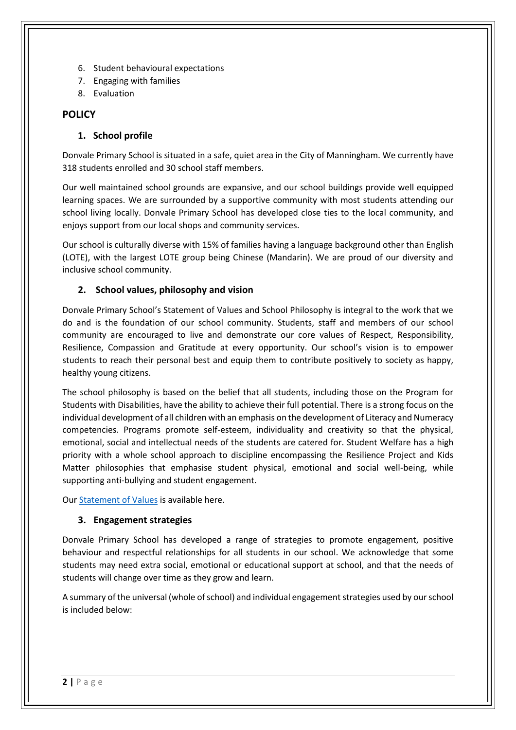6. Student behavioural expectations
7. Engaging with families
8. Evaluation

## POLICY

### 1. School profile

Donvale Primary School is situated in a safe, quiet area in the City of Manningham. We currently have 318 students enrolled and 30 school staff members.

Our well maintained school grounds are expansive, and our school buildings provide well equipped learning spaces. We are surrounded by a supportive community with most students attending our school living locally. Donvale Primary School has developed close ties to the local community, and enjoys support from our local shops and community services.

Our school is culturally diverse with 15% of families having a language background other than English (LOTE), with the largest LOTE group being Chinese (Mandarin). We are proud of our diversity and inclusive school community.

### 2. School values, philosophy and vision

Donvale Primary School's Statement of Values and School Philosophy is integral to the work that we do and is the foundation of our school community. Students, staff and members of our school community are encouraged to live and demonstrate our core values of Respect, Responsibility, Resilience, Compassion and Gratitude at every opportunity. Our school's vision is to empower students to reach their personal best and equip them to contribute positively to society as happy, healthy young citizens.

The school philosophy is based on the belief that all students, including those on the Program for Students with Disabilities, have the ability to achieve their full potential. There is a strong focus on the individual development of all children with an emphasis on the development of Literacy and Numeracy competencies. Programs promote self-esteem, individuality and creativity so that the physical, emotional, social and intellectual needs of the students are catered for. Student Welfare has a high priority with a whole school approach to discipline encompassing the Resilience Project and Kids Matter philosophies that emphasise student physical, emotional and social well-being, while supporting anti-bullying and student engagement.

Our Statement of Values is available here.

### 3. Engagement strategies

Donvale Primary School has developed a range of strategies to promote engagement, positive behaviour and respectful relationships for all students in our school. We acknowledge that some students may need extra social, emotional or educational support at school, and that the needs of students will change over time as they grow and learn.

A summary of the universal (whole of school) and individual engagement strategies used by our school is included below: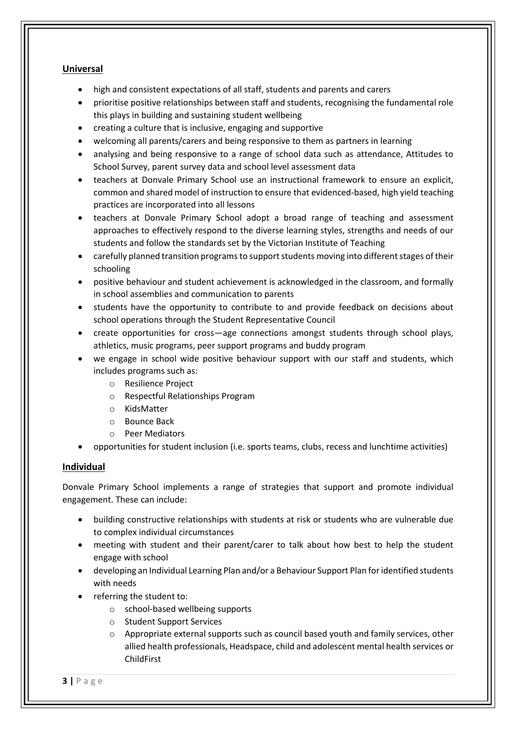## Universal

- high and consistent expectations of all staff, students and parents and carers
- prioritise positive relationships between staff and students, recognising the fundamental role this plays in building and sustaining student wellbeing
- creating a culture that is inclusive, engaging and supportive
- welcoming all parents/carers and being responsive to them as partners in learning
- analysing and being responsive to a range of school data such as attendance, Attitudes to School Survey, parent survey data and school level assessment data
- teachers at Donvale Primary School use an instructional framework to ensure an explicit, common and shared model of instruction to ensure that evidenced-based, high yield teaching practices are incorporated into all lessons
- teachers at Donvale Primary School adopt a broad range of teaching and assessment approaches to effectively respond to the diverse learning styles, strengths and needs of our students and follow the standards set by the Victorian Institute of Teaching
- carefully planned transition programs to support students moving into different stages of their schooling
- positive behaviour and student achievement is acknowledged in the classroom, and formally in school assemblies and communication to parents
- students have the opportunity to contribute to and provide feedback on decisions about school operations through the Student Representative Council
- create opportunities for cross—age connections amongst students through school plays, athletics, music programs, peer support programs and buddy program
- we engage in school wide positive behaviour support with our staff and students, which includes programs such as:
  - Resilience Project
  - Respectful Relationships Program
  - KidsMatter
  - Bounce Back
  - Peer Mediators
- opportunities for student inclusion (i.e. sports teams, clubs, recess and lunchtime activities)

## Individual

Donvale Primary School implements a range of strategies that support and promote individual engagement. These can include:

- building constructive relationships with students at risk or students who are vulnerable due to complex individual circumstances
- meeting with student and their parent/carer to talk about how best to help the student engage with school
- developing an Individual Learning Plan and/or a Behaviour Support Plan for identified students with needs
- referring the student to:
  - school-based wellbeing supports
  - Student Support Services
  - Appropriate external supports such as council based youth and family services, other allied health professionals, Headspace, child and adolescent mental health services or ChildFirst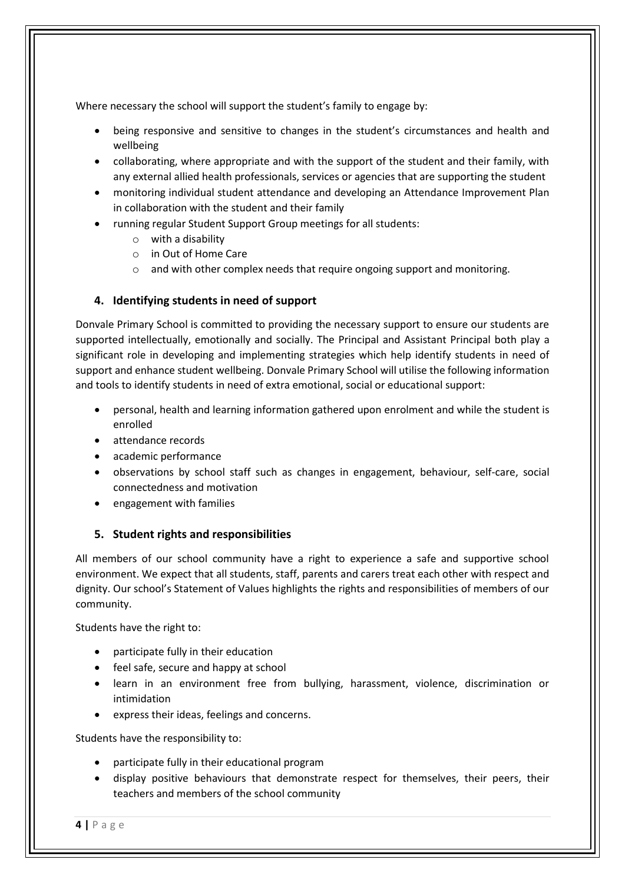Where necessary the school will support the student's family to engage by:

- being responsive and sensitive to changes in the student's circumstances and health and wellbeing
- collaborating, where appropriate and with the support of the student and their family, with any external allied health professionals, services or agencies that are supporting the student
- monitoring individual student attendance and developing an Attendance Improvement Plan in collaboration with the student and their family
- running regular Student Support Group meetings for all students:
    - with a disability
    - in Out of Home Care
    - and with other complex needs that require ongoing support and monitoring.

### 4. Identifying students in need of support

Donvale Primary School is committed to providing the necessary support to ensure our students are supported intellectually, emotionally and socially. The Principal and Assistant Principal both play a significant role in developing and implementing strategies which help identify students in need of support and enhance student wellbeing. Donvale Primary School will utilise the following information and tools to identify students in need of extra emotional, social or educational support:

- personal, health and learning information gathered upon enrolment and while the student is enrolled
- attendance records
- academic performance
- observations by school staff such as changes in engagement, behaviour, self-care, social connectedness and motivation
- engagement with families

### 5. Student rights and responsibilities

All members of our school community have a right to experience a safe and supportive school environment. We expect that all students, staff, parents and carers treat each other with respect and dignity. Our school's Statement of Values highlights the rights and responsibilities of members of our community.

Students have the right to:

- participate fully in their education
- feel safe, secure and happy at school
- learn in an environment free from bullying, harassment, violence, discrimination or intimidation
- express their ideas, feelings and concerns.

Students have the responsibility to:

- participate fully in their educational program
- display positive behaviours that demonstrate respect for themselves, their peers, their teachers and members of the school community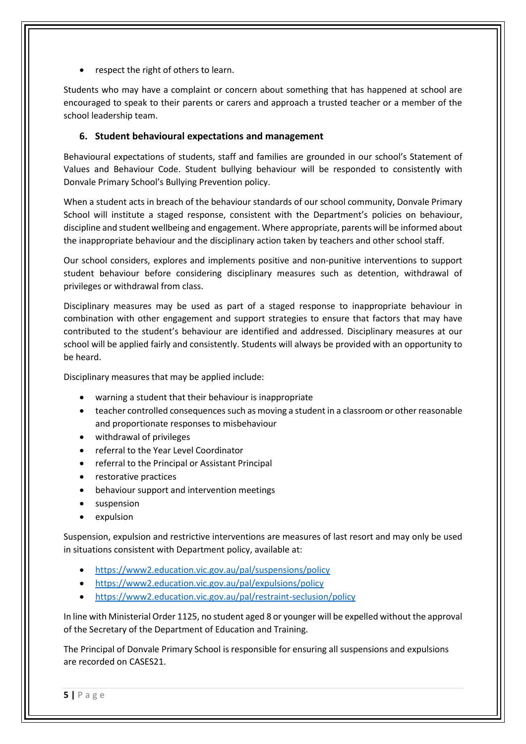- respect the right of others to learn.

Students who may have a complaint or concern about something that has happened at school are encouraged to speak to their parents or carers and approach a trusted teacher or a member of the school leadership team.

## 6. Student behavioural expectations and management

Behavioural expectations of students, staff and families are grounded in our school's Statement of Values and Behaviour Code. Student bullying behaviour will be responded to consistently with Donvale Primary School's Bullying Prevention policy.

When a student acts in breach of the behaviour standards of our school community, Donvale Primary School will institute a staged response, consistent with the Department's policies on behaviour, discipline and student wellbeing and engagement. Where appropriate, parents will be informed about the inappropriate behaviour and the disciplinary action taken by teachers and other school staff.

Our school considers, explores and implements positive and non-punitive interventions to support student behaviour before considering disciplinary measures such as detention, withdrawal of privileges or withdrawal from class.

Disciplinary measures may be used as part of a staged response to inappropriate behaviour in combination with other engagement and support strategies to ensure that factors that may have contributed to the student's behaviour are identified and addressed. Disciplinary measures at our school will be applied fairly and consistently. Students will always be provided with an opportunity to be heard.

Disciplinary measures that may be applied include:

- warning a student that their behaviour is inappropriate
- teacher controlled consequences such as moving a student in a classroom or other reasonable and proportionate responses to misbehaviour
- withdrawal of privileges
- referral to the Year Level Coordinator
- referral to the Principal or Assistant Principal
- restorative practices
- behaviour support and intervention meetings
- suspension
- expulsion

Suspension, expulsion and restrictive interventions are measures of last resort and may only be used in situations consistent with Department policy, available at:

- https://www2.education.vic.gov.au/pal/suspensions/policy
- https://www2.education.vic.gov.au/pal/expulsions/policy
- https://www2.education.vic.gov.au/pal/restraint-seclusion/policy

In line with Ministerial Order 1125, no student aged 8 or younger will be expelled without the approval of the Secretary of the Department of Education and Training.

The Principal of Donvale Primary School is responsible for ensuring all suspensions and expulsions are recorded on CASES21.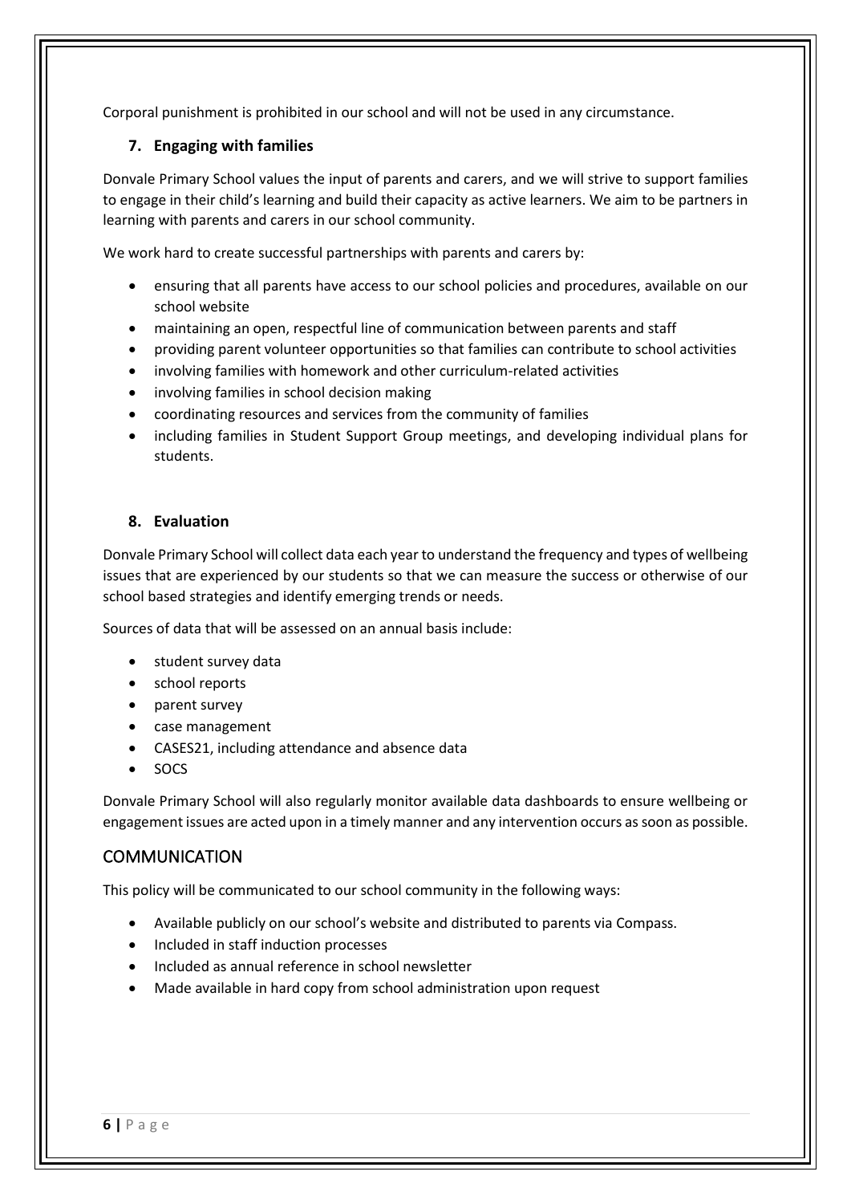Corporal punishment is prohibited in our school and will not be used in any circumstance.

### 7. Engaging with families

Donvale Primary School values the input of parents and carers, and we will strive to support families to engage in their child's learning and build their capacity as active learners. We aim to be partners in learning with parents and carers in our school community.

We work hard to create successful partnerships with parents and carers by:

- ensuring that all parents have access to our school policies and procedures, available on our school website
- maintaining an open, respectful line of communication between parents and staff
- providing parent volunteer opportunities so that families can contribute to school activities
- involving families with homework and other curriculum-related activities
- involving families in school decision making
- coordinating resources and services from the community of families
- including families in Student Support Group meetings, and developing individual plans for students.

### 8. Evaluation

Donvale Primary School will collect data each year to understand the frequency and types of wellbeing issues that are experienced by our students so that we can measure the success or otherwise of our school based strategies and identify emerging trends or needs.

Sources of data that will be assessed on an annual basis include:

- student survey data
- school reports
- parent survey
- case management
- CASES21, including attendance and absence data
- SOCS

Donvale Primary School will also regularly monitor available data dashboards to ensure wellbeing or engagement issues are acted upon in a timely manner and any intervention occurs as soon as possible.

## COMMUNICATION

This policy will be communicated to our school community in the following ways:

- Available publicly on our school's website and distributed to parents via Compass.
- Included in staff induction processes
- Included as annual reference in school newsletter
- Made available in hard copy from school administration upon request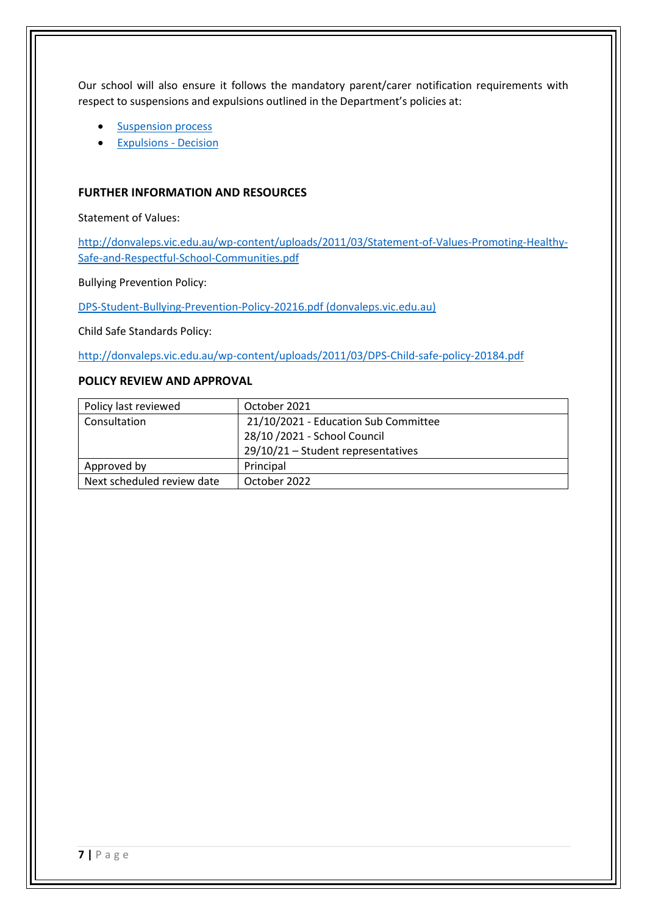Our school will also ensure it follows the mandatory parent/carer notification requirements with respect to suspensions and expulsions outlined in the Department's policies at:

- [Suspension process]
- [Expulsions - Decision]

## FURTHER INFORMATION AND RESOURCES

Statement of Values:

http://donvaleps.vic.edu.au/wp-content/uploads/2011/03/Statement-of-Values-Promoting-Healthy-Safe-and-Respectful-School-Communities.pdf

Bullying Prevention Policy:

DPS-Student-Bullying-Prevention-Policy-20216.pdf (donvaleps.vic.edu.au)

Child Safe Standards Policy:

http://donvaleps.vic.edu.au/wp-content/uploads/2011/03/DPS-Child-safe-policy-20184.pdf

## POLICY REVIEW AND APPROVAL

| | |
|---|---|
| Policy last reviewed | October 2021 |
| Consultation | 21/10/2021 - Education Sub Committee<br>28/10 /2021 - School Council<br>29/10/21 – Student representatives |
| Approved by | Principal |
| Next scheduled review date | October 2022 |